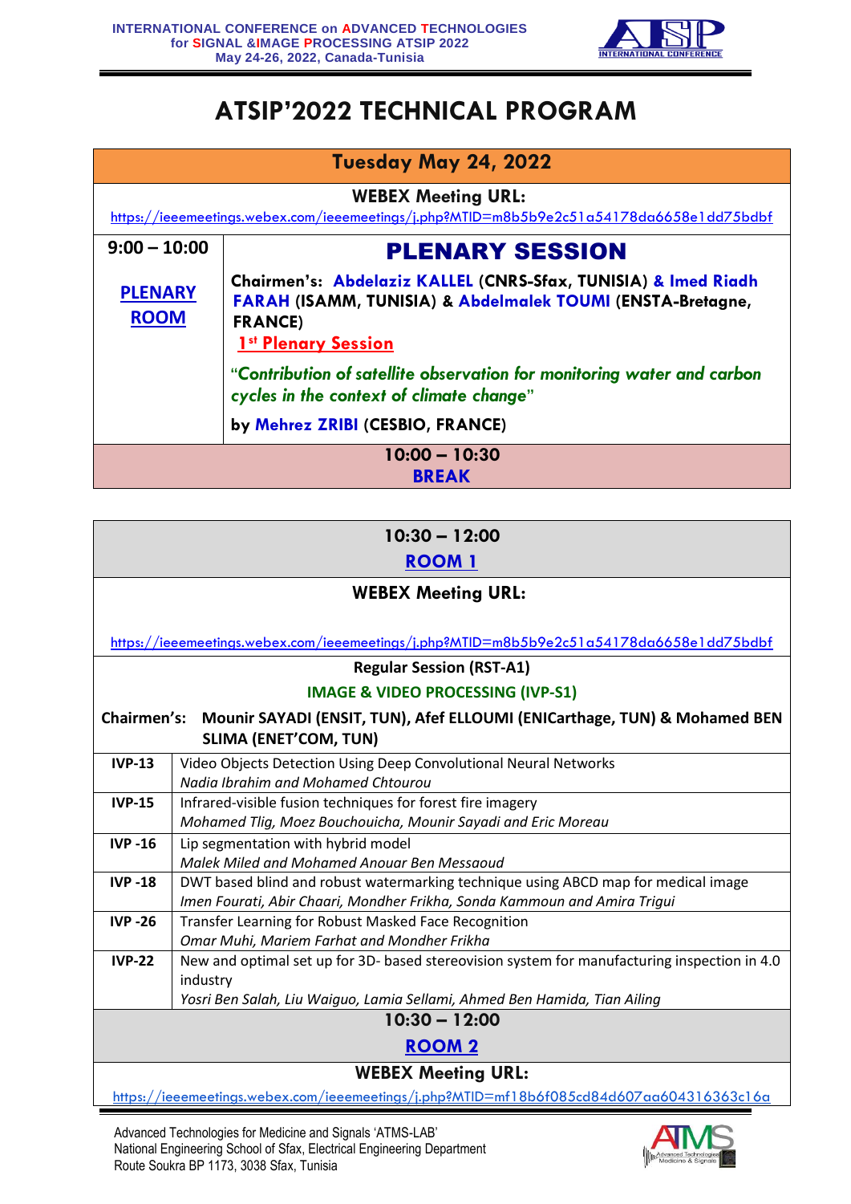# ATSIP'2022 TECHNICAL PROGRAM

## Tuesday May 24, 2022

**WEBEX Meeting URL:**

https://ieeemeetings.webex.com/ieeemeetings/j.php?MTID=m8b5b9e2c51a54178da6658e1dd75bdbf

| | |
|---|---|
| **9:00 – 10:00**<br><br>**PLENARY ROOM** | **PLENARY SESSION**<br><br>**Chairmen's: Abdelaziz KALLEL (CNRS-Sfax, TUNISIA) & Imed Riadh FARAH (ISAMM, TUNISIA) & Abdelmalek TOUMI (ENSTA-Bretagne, FRANCE)**<br><br>**1st Plenary Session**<br><br>***"Contribution of satellite observation for monitoring water and carbon cycles in the context of climate change"***<br><br>**by Mehrez ZRIBI (CESBIO, FRANCE)** |

**10:00 – 10:30**
**BREAK**

---

**10:30 – 12:00**

**ROOM 1**

**WEBEX Meeting URL:**

https://ieeemeetings.webex.com/ieeemeetings/j.php?MTID=m8b5b9e2c51a54178da6658e1dd75bdbf

**Regular Session (RST-A1)**

**IMAGE & VIDEO PROCESSING (IVP-S1)**

**Chairmen's: Mounir SAYADI (ENSIT, TUN), Afef ELLOUMI (ENICarthage, TUN) & Mohamed BEN SLIMA (ENET'COM, TUN)**

| | |
|---|---|
| **IVP-13** | Video Objects Detection Using Deep Convolutional Neural Networks<br>*Nadia Ibrahim and Mohamed Chtourou* |
| **IVP-15** | Infrared-visible fusion techniques for forest fire imagery<br>*Mohamed Tlig, Moez Bouchouicha, Mounir Sayadi and Eric Moreau* |
| **IVP -16** | Lip segmentation with hybrid model<br>*Malek Miled and Mohamed Anouar Ben Messaoud* |
| **IVP -18** | DWT based blind and robust watermarking technique using ABCD map for medical image<br>*Imen Fourati, Abir Chaari, Mondher Frikha, Sonda Kammoun and Amira Trigui* |
| **IVP -26** | Transfer Learning for Robust Masked Face Recognition<br>*Omar Muhi, Mariem Farhat and Mondher Frikha* |
| **IVP-22** | New and optimal set up for 3D- based stereovision system for manufacturing inspection in 4.0 industry<br>*Yosri Ben Salah, Liu Waiguo, Lamia Sellami, Ahmed Ben Hamida, Tian Ailing* |

**10:30 – 12:00**

**ROOM 2**

**WEBEX Meeting URL:**

https://ieeemeetings.webex.com/ieeemeetings/j.php?MTID=mf18b6f085cd84d607aa604316363c16a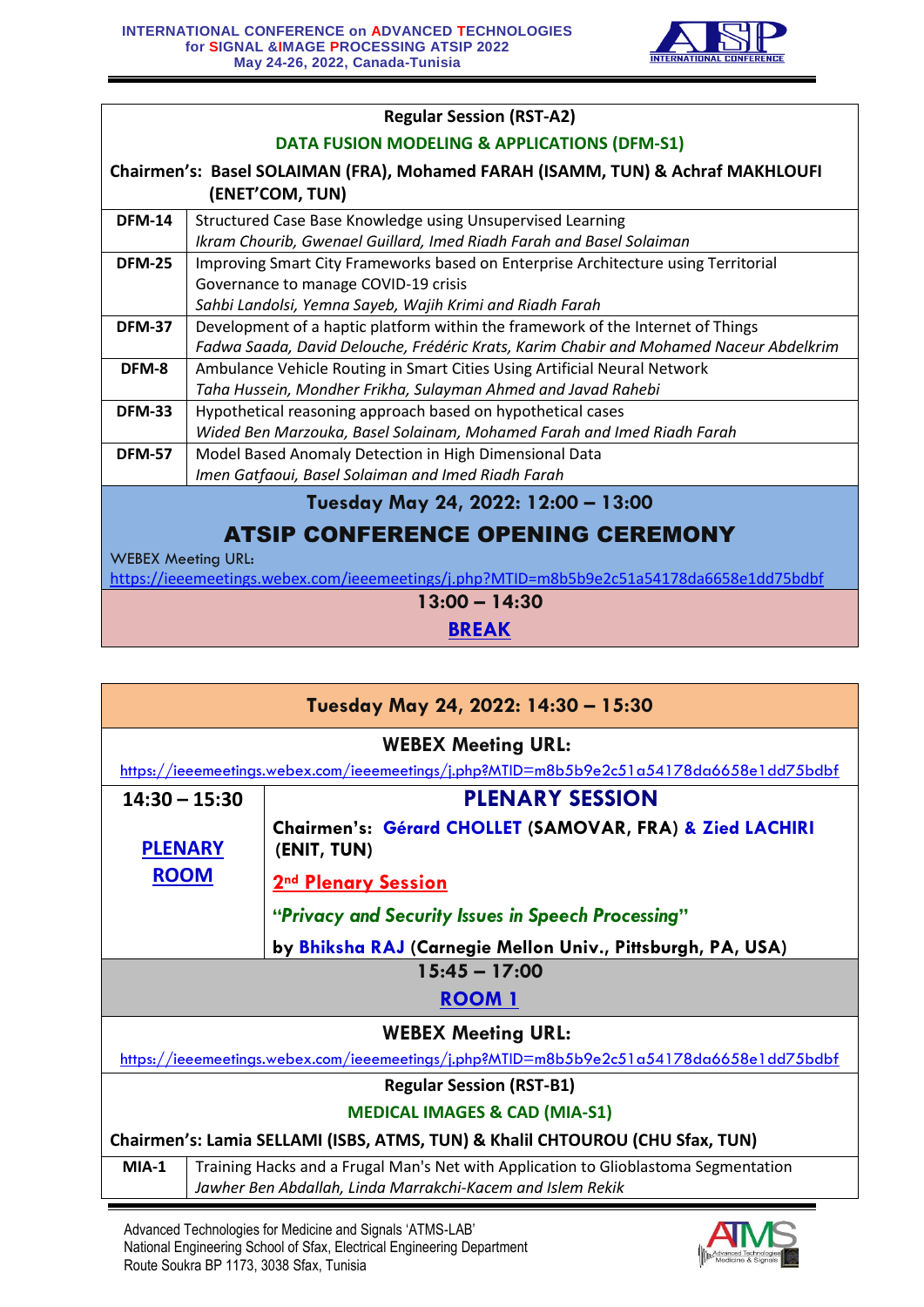**Regular Session (RST-A2)**

**DATA FUSION MODELING & APPLICATIONS (DFM-S1)**

**Chairmen's: Basel SOLAIMAN (FRA), Mohamed FARAH (ISAMM, TUN) & Achraf MAKHLOUFI (ENET'COM, TUN)**

| ID | Paper |
|---|---|
| **DFM-14** | Structured Case Base Knowledge using Unsupervised Learning<br>*Ikram Chourib, Gwenael Guillard, Imed Riadh Farah and Basel Solaiman* |
| **DFM-25** | Improving Smart City Frameworks based on Enterprise Architecture using Territorial Governance to manage COVID-19 crisis<br>*Sahbi Landolsi, Yemna Sayeb, Wajih Krimi and Riadh Farah* |
| **DFM-37** | Development of a haptic platform within the framework of the Internet of Things<br>*Fadwa Saada, David Delouche, Frédéric Krats, Karim Chabir and Mohamed Naceur Abdelkrim* |
| **DFM-8** | Ambulance Vehicle Routing in Smart Cities Using Artificial Neural Network<br>*Taha Hussein, Mondher Frikha, Sulayman Ahmed and Javad Rahebi* |
| **DFM-33** | Hypothetical reasoning approach based on hypothetical cases<br>*Wided Ben Marzouka, Basel Solainam, Mohamed Farah and Imed Riadh Farah* |
| **DFM-57** | Model Based Anomaly Detection in High Dimensional Data<br>*Imen Gatfaoui, Basel Solaiman and Imed Riadh Farah* |

**Tuesday May 24, 2022: 12:00 – 13:00**

## ATSIP CONFERENCE OPENING CEREMONY

WEBEX Meeting URL:
https://ieeemeetings.webex.com/ieeemeetings/j.php?MTID=m8b5b9e2c51a54178da6658e1dd75bdbf

**13:00 – 14:30**

**BREAK**

---

**Tuesday May 24, 2022: 14:30 – 15:30**

**WEBEX Meeting URL:**
https://ieeemeetings.webex.com/ieeemeetings/j.php?MTID=m8b5b9e2c51a54178da6658e1dd75bdbf

| **14:30 – 15:30** | **PLENARY SESSION** |
|---|---|
| **PLENARY ROOM** | **Chairmen's: Gérard CHOLLET (SAMOVAR, FRA) & Zied LACHIRI (ENIT, TUN)**<br><br>**2nd Plenary Session**<br><br>***"Privacy and Security Issues in Speech Processing"***<br><br>**by Bhiksha RAJ (Carnegie Mellon Univ., Pittsburgh, PA, USA)** |

**15:45 – 17:00**

**ROOM 1**

**WEBEX Meeting URL:**
https://ieeemeetings.webex.com/ieeemeetings/j.php?MTID=m8b5b9e2c51a54178da6658e1dd75bdbf

**Regular Session (RST-B1)**

**MEDICAL IMAGES & CAD (MIA-S1)**

**Chairmen's: Lamia SELLAMI (ISBS, ATMS, TUN) & Khalil CHTOUROU (CHU Sfax, TUN)**

| ID | Paper |
|---|---|
| **MIA-1** | Training Hacks and a Frugal Man's Net with Application to Glioblastoma Segmentation<br>*Jawher Ben Abdallah, Linda Marrakchi-Kacem and Islem Rekik* |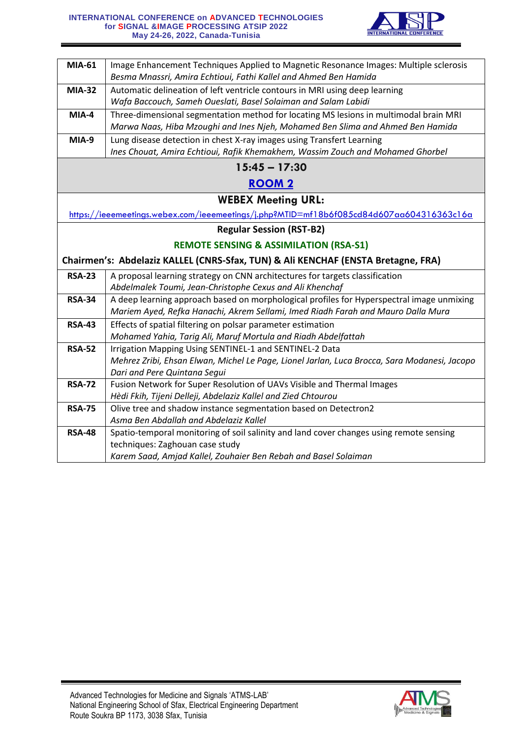| | |
|---|---|
| **MIA-61** | Image Enhancement Techniques Applied to Magnetic Resonance Images: Multiple sclerosis<br>*Besma Mnassri, Amira Echtioui, Fathi Kallel and Ahmed Ben Hamida* |
| **MIA-32** | Automatic delineation of left ventricle contours in MRI using deep learning<br>*Wafa Baccouch, Sameh Oueslati, Basel Solaiman and Salam Labidi* |
| **MIA-4** | Three-dimensional segmentation method for locating MS lesions in multimodal brain MRI<br>*Marwa Naas, Hiba Mzoughi and Ines Njeh, Mohamed Ben Slima and Ahmed Ben Hamida* |
| **MIA-9** | Lung disease detection in chest X-ray images using Transfert Learning<br>*Ines Chouat, Amira Echtioui, Rafik Khemakhem, Wassim Zouch and Mohamed Ghorbel* |

## 15:45 – 17:30

## ROOM 2

### WEBEX Meeting URL:

https://ieeemeetings.webex.com/ieeemeetings/j.php?MTID=mf18b6f085cd84d607aa604316363c16a

### Regular Session (RST-B2)

### REMOTE SENSING & ASSIMILATION (RSA-S1)

**Chairmen's: Abdelaziz KALLEL (CNRS-Sfax, TUN) & Ali KENCHAF (ENSTA Bretagne, FRA)**

| | |
|---|---|
| **RSA-23** | A proposal learning strategy on CNN architectures for targets classification<br>*Abdelmalek Toumi, Jean-Christophe Cexus and Ali Khenchaf* |
| **RSA-34** | A deep learning approach based on morphological profiles for Hyperspectral image unmixing<br>*Mariem Ayed, Refka Hanachi, Akrem Sellami, Imed Riadh Farah and Mauro Dalla Mura* |
| **RSA-43** | Effects of spatial filtering on polsar parameter estimation<br>*Mohamed Yahia, Tarig Ali, Maruf Mortula and Riadh Abdelfattah* |
| **RSA-52** | Irrigation Mapping Using SENTINEL-1 and SENTINEL-2 Data<br>*Mehrez Zribi, Ehsan Elwan, Michel Le Page, Lionel Jarlan, Luca Brocca, Sara Modanesi, Jacopo Dari and Pere Quintana Segui* |
| **RSA-72** | Fusion Network for Super Resolution of UAVs Visible and Thermal Images<br>*Hèdi Fkih, Tijeni Delleji, Abdelaziz Kallel and Zied Chtourou* |
| **RSA-75** | Olive tree and shadow instance segmentation based on Detectron2<br>*Asma Ben Abdallah and Abdelaziz Kallel* |
| **RSA-48** | Spatio-temporal monitoring of soil salinity and land cover changes using remote sensing techniques: Zaghouan case study<br>*Karem Saad, Amjad Kallel, Zouhaier Ben Rebah and Basel Solaiman* |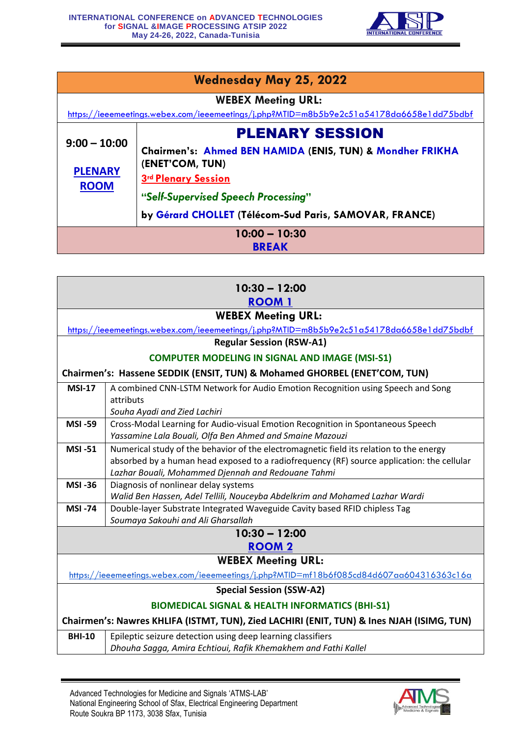## Wednesday May 25, 2022

**WEBEX Meeting URL:**

https://ieeemeetings.webex.com/ieeemeetings/j.php?MTID=m8b5b9e2c51a54178da6658e1dd75bdbf

| | |
|---|---|
| **9:00 – 10:00**<br><br>**PLENARY ROOM** | **PLENARY SESSION**<br><br>**Chairmen's: Ahmed BEN HAMIDA (ENIS, TUN) & Mondher FRIKHA (ENET'COM, TUN)**<br><br>**3rd Plenary Session**<br><br>***"Self-Supervised Speech Processing"***<br><br>**by Gérard CHOLLET (Télécom-Sud Paris, SAMOVAR, FRANCE)** |

**10:00 – 10:30**
**BREAK**

---

**10:30 – 12:00**
**ROOM 1**

**WEBEX Meeting URL:**

https://ieeemeetings.webex.com/ieeemeetings/j.php?MTID=m8b5b9e2c51a54178da6658e1dd75bdbf

**Regular Session (RSW-A1)**

**COMPUTER MODELING IN SIGNAL AND IMAGE (MSI-S1)**

**Chairmen's: Hassene SEDDIK (ENSIT, TUN) & Mohamed GHORBEL (ENET'COM, TUN)**

| | |
|---|---|
| **MSI-17** | A combined CNN-LSTM Network for Audio Emotion Recognition using Speech and Song attributs<br>*Souha Ayadi and Zied Lachiri* |
| **MSI -59** | Cross-Modal Learning for Audio-visual Emotion Recognition in Spontaneous Speech<br>*Yassamine Lala Bouali, Olfa Ben Ahmed and Smaine Mazouzi* |
| **MSI -51** | Numerical study of the behavior of the electromagnetic field its relation to the energy absorbed by a human head exposed to a radiofrequency (RF) source application: the cellular<br>*Lazhar Bouali, Mohammed Djennah and Redouane Tahmi* |
| **MSI -36** | Diagnosis of nonlinear delay systems<br>*Walid Ben Hassen, Adel Tellili, Nouceyba Abdelkrim and Mohamed Lazhar Wardi* |
| **MSI -74** | Double-layer Substrate Integrated Waveguide Cavity based RFID chipless Tag<br>*Soumaya Sakouhi and Ali Gharsallah* |

**10:30 – 12:00**
**ROOM 2**

**WEBEX Meeting URL:**

https://ieeemeetings.webex.com/ieeemeetings/j.php?MTID=mf18b6f085cd84d607aa604316363c16a

**Special Session (SSW-A2)**

**BIOMEDICAL SIGNAL & HEALTH INFORMATICS (BHI-S1)**

**Chairmen's: Nawres KHLIFA (ISTMT, TUN), Zied LACHIRI (ENIT, TUN) & Ines NJAH (ISIMG, TUN)**

| | |
|---|---|
| **BHI-10** | Epileptic seizure detection using deep learning classifiers<br>*Dhouha Sagga, Amira Echtioui, Rafik Khemakhem and Fathi Kallel* |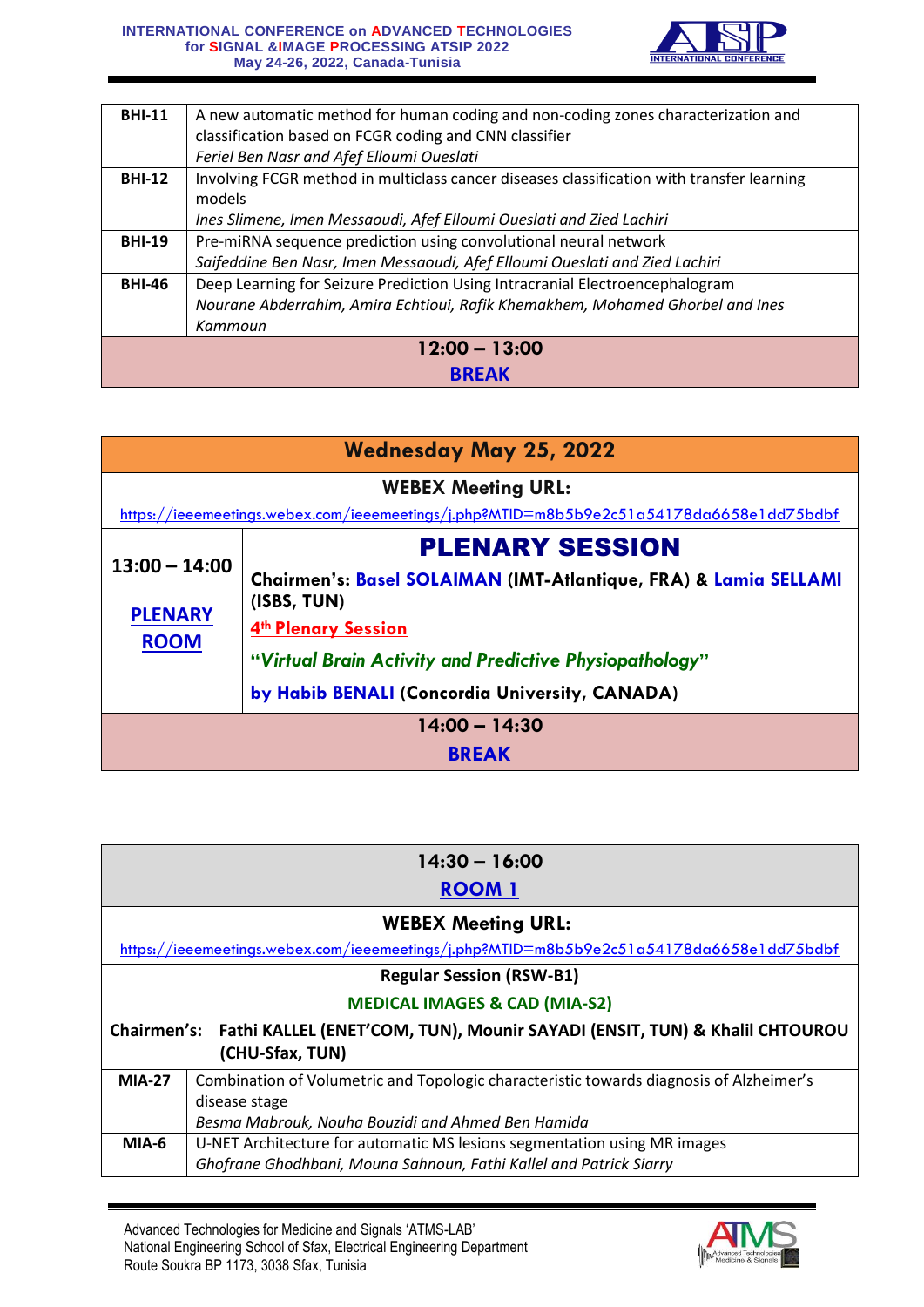| | |
|---|---|
| **BHI-11** | A new automatic method for human coding and non-coding zones characterization and classification based on FCGR coding and CNN classifier<br>*Feriel Ben Nasr and Afef Elloumi Oueslati* |
| **BHI-12** | Involving FCGR method in multiclass cancer diseases classification with transfer learning models<br>*Ines Slimene, Imen Messaoudi, Afef Elloumi Oueslati and Zied Lachiri* |
| **BHI-19** | Pre-miRNA sequence prediction using convolutional neural network<br>*Saifeddine Ben Nasr, Imen Messaoudi, Afef Elloumi Oueslati and Zied Lachiri* |
| **BHI-46** | Deep Learning for Seizure Prediction Using Intracranial Electroencephalogram<br>*Nourane Abderrahim, Amira Echtioui, Rafik Khemakhem, Mohamed Ghorbel and Ines Kammoun* |

**12:00 – 13:00**

**BREAK**

## Wednesday May 25, 2022

**WEBEX Meeting URL:**

https://ieeemeetings.webex.com/ieeemeetings/j.php?MTID=m8b5b9e2c51a54178da6658e1dd75bdbf

| | |
|---|---|
| **13:00 – 14:00**<br><br>**PLENARY ROOM** | **PLENARY SESSION**<br>**Chairmen's: Basel SOLAIMAN (IMT-Atlantique, FRA) & Lamia SELLAMI (ISBS, TUN)**<br>**4th Plenary Session**<br>**"*Virtual Brain Activity and Predictive Physiopathology*"**<br>**by Habib BENALI (Concordia University, CANADA)** |

**14:00 – 14:30**

**BREAK**

**14:30 – 16:00**

**ROOM 1**

**WEBEX Meeting URL:**

https://ieeemeetings.webex.com/ieeemeetings/j.php?MTID=m8b5b9e2c51a54178da6658e1dd75bdbf

**Regular Session (RSW-B1)**

**MEDICAL IMAGES & CAD (MIA-S2)**

**Chairmen's: Fathi KALLEL (ENET'COM, TUN), Mounir SAYADI (ENSIT, TUN) & Khalil CHTOUROU (CHU-Sfax, TUN)**

| | |
|---|---|
| **MIA-27** | Combination of Volumetric and Topologic characteristic towards diagnosis of Alzheimer's disease stage<br>*Besma Mabrouk, Nouha Bouzidi and Ahmed Ben Hamida* |
| **MIA-6** | U-NET Architecture for automatic MS lesions segmentation using MR images<br>*Ghofrane Ghodhbani, Mouna Sahnoun, Fathi Kallel and Patrick Siarry* |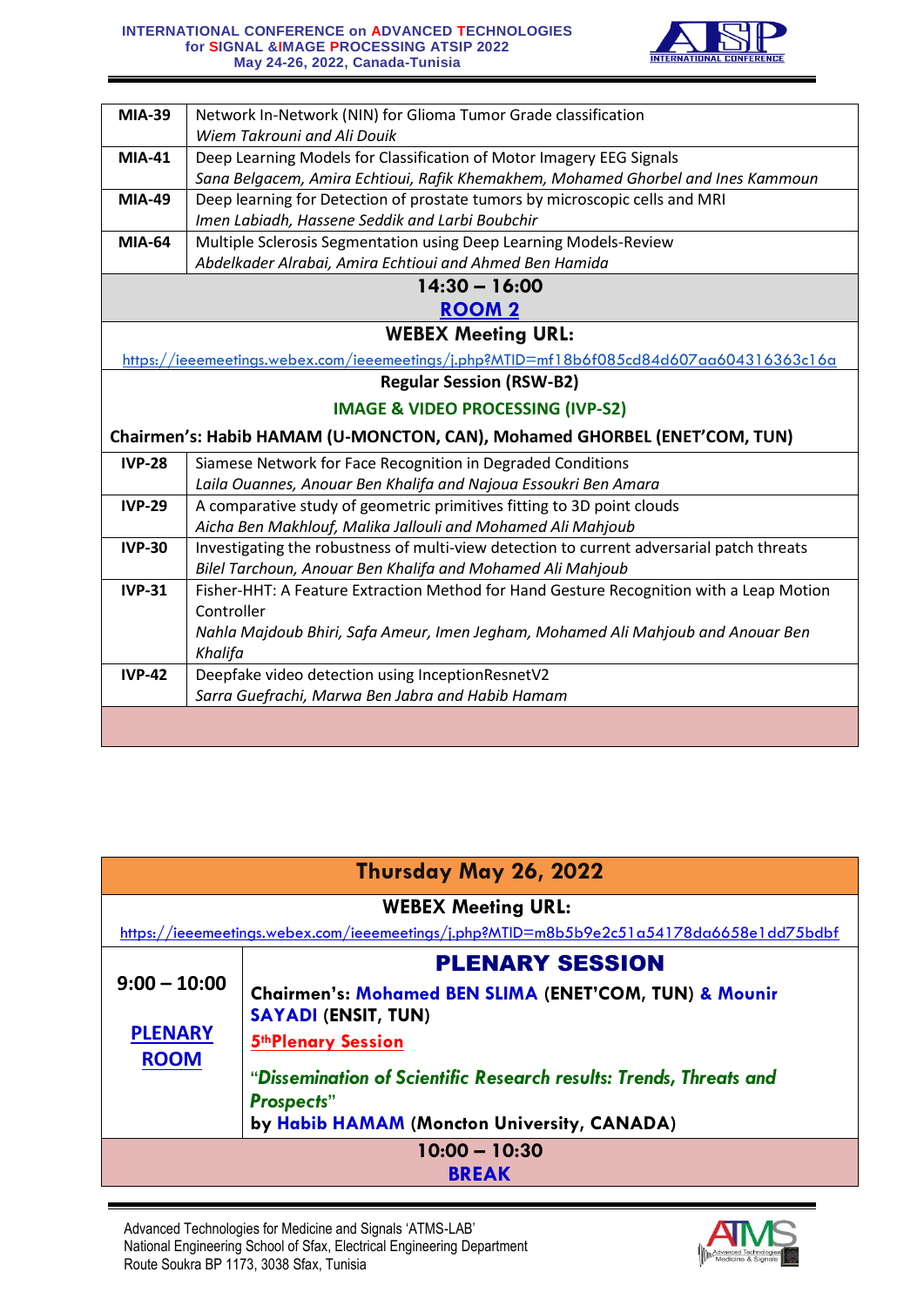| | |
|---|---|
| **MIA-39** | Network In-Network (NIN) for Glioma Tumor Grade classification<br>*Wiem Takrouni and Ali Douik* |
| **MIA-41** | Deep Learning Models for Classification of Motor Imagery EEG Signals<br>*Sana Belgacem, Amira Echtioui, Rafik Khemakhem, Mohamed Ghorbel and Ines Kammoun* |
| **MIA-49** | Deep learning for Detection of prostate tumors by microscopic cells and MRI<br>*Imen Labiadh, Hassene Seddik and Larbi Boubchir* |
| **MIA-64** | Multiple Sclerosis Segmentation using Deep Learning Models-Review<br>*Abdelkader Alrabai, Amira Echtioui and Ahmed Ben Hamida* |

**14:30 – 16:00**

**ROOM 2**

**WEBEX Meeting URL:**

https://ieeemeetings.webex.com/ieeemeetings/j.php?MTID=mf18b6f085cd84d607aa604316363c16a

**Regular Session (RSW-B2)**

**IMAGE & VIDEO PROCESSING (IVP-S2)**

**Chairmen's: Habib HAMAM (U-MONCTON, CAN), Mohamed GHORBEL (ENET'COM, TUN)**

| | |
|---|---|
| **IVP-28** | Siamese Network for Face Recognition in Degraded Conditions<br>*Laila Ouannes, Anouar Ben Khalifa and Najoua Essoukri Ben Amara* |
| **IVP-29** | A comparative study of geometric primitives fitting to 3D point clouds<br>*Aicha Ben Makhlouf, Malika Jallouli and Mohamed Ali Mahjoub* |
| **IVP-30** | Investigating the robustness of multi-view detection to current adversarial patch threats<br>*Bilel Tarchoun, Anouar Ben Khalifa and Mohamed Ali Mahjoub* |
| **IVP-31** | Fisher-HHT: A Feature Extraction Method for Hand Gesture Recognition with a Leap Motion Controller<br>*Nahla Majdoub Bhiri, Safa Ameur, Imen Jegham, Mohamed Ali Mahjoub and Anouar Ben Khalifa* |
| **IVP-42** | Deepfake video detection using InceptionResnetV2<br>*Sarra Guefrachi, Marwa Ben Jabra and Habib Hamam* |

## Thursday May 26, 2022

**WEBEX Meeting URL:**

https://ieeemeetings.webex.com/ieeemeetings/j.php?MTID=m8b5b9e2c51a54178da6658e1dd75bdbf

| | |
|---|---|
| **9:00 – 10:00**<br><br>**PLENARY ROOM** | **PLENARY SESSION**<br>**Chairmen's: Mohamed BEN SLIMA (ENET'COM, TUN) & Mounir SAYADI (ENSIT, TUN)**<br>**5th Plenary Session**<br>**"*Dissemination of Scientific Research results: Trends, Threats and Prospects*"**<br>**by Habib HAMAM (Moncton University, CANADA)** |

**10:00 – 10:30**

**BREAK**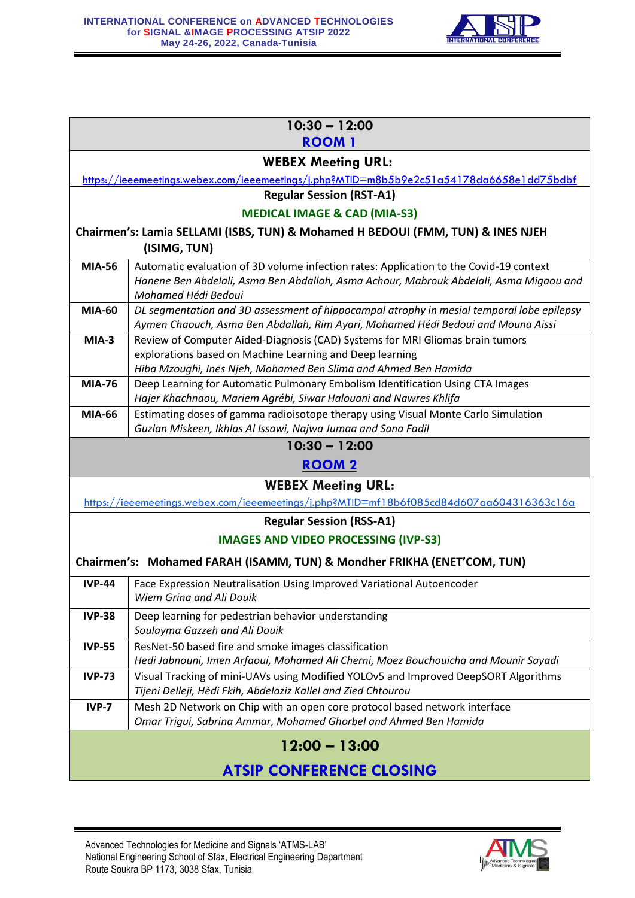| | |
|---|---|
| **10:30 – 12:00** | |
| **ROOM 1** | |
| **WEBEX Meeting URL:** | |
| https://ieeemeetings.webex.com/ieeemeetings/j.php?MTID=m8b5b9e2c51a54178da6658e1dd75bdbf | |
| **Regular Session (RST-A1)** | |
| **MEDICAL IMAGE & CAD (MIA-S3)** | |
| **Chairmen's: Lamia SELLAMI (ISBS, TUN) & Mohamed H BEDOUI (FMM, TUN) & INES NJEH (ISIMG, TUN)** | |
| **MIA-56** | Automatic evaluation of 3D volume infection rates: Application to the Covid-19 context<br>*Hanene Ben Abdelali, Asma Ben Abdallah, Asma Achour, Mabrouk Abdelali, Asma Migaou and Mohamed Hédi Bedoui* |
| **MIA-60** | *DL segmentation and 3D assessment of hippocampal atrophy in mesial temporal lobe epilepsy*<br>*Aymen Chaouch, Asma Ben Abdallah, Rim Ayari, Mohamed Hédi Bedoui and Mouna Aissi* |
| **MIA-3** | Review of Computer Aided-Diagnosis (CAD) Systems for MRI Gliomas brain tumors explorations based on Machine Learning and Deep learning<br>*Hiba Mzoughi, Ines Njeh, Mohamed Ben Slima and Ahmed Ben Hamida* |
| **MIA-76** | Deep Learning for Automatic Pulmonary Embolism Identification Using CTA Images<br>*Hajer Khachnaou, Mariem Agrébi, Siwar Halouani and Nawres Khlifa* |
| **MIA-66** | Estimating doses of gamma radioisotope therapy using Visual Monte Carlo Simulation<br>*Guzlan Miskeen, Ikhlas Al Issawi, Najwa Jumaa and Sana Fadil* |
| **10:30 – 12:00** | |
| **ROOM 2** | |
| **WEBEX Meeting URL:** | |
| https://ieeemeetings.webex.com/ieeemeetings/j.php?MTID=mf18b6f085cd84d607aa604316363c16a | |
| **Regular Session (RSS-A1)** | |
| **IMAGES AND VIDEO PROCESSING (IVP-S3)** | |
| **Chairmen's: Mohamed FARAH (ISAMM, TUN) & Mondher FRIKHA (ENET'COM, TUN)** | |
| **IVP-44** | Face Expression Neutralisation Using Improved Variational Autoencoder<br>*Wiem Grina and Ali Douik* |
| **IVP-38** | Deep learning for pedestrian behavior understanding<br>*Soulayma Gazzeh and Ali Douik* |
| **IVP-55** | ResNet-50 based fire and smoke images classification<br>*Hedi Jabnouni, Imen Arfaoui, Mohamed Ali Cherni, Moez Bouchouicha and Mounir Sayadi* |
| **IVP-73** | Visual Tracking of mini-UAVs using Modified YOLOv5 and Improved DeepSORT Algorithms<br>*Tijeni Delleji, Hèdi Fkih, Abdelaziz Kallel and Zied Chtourou* |
| **IVP-7** | Mesh 2D Network on Chip with an open core protocol based network interface<br>*Omar Trigui, Sabrina Ammar, Mohamed Ghorbel and Ahmed Ben Hamida* |
| **12:00 – 13:00** | |
| **ATSIP CONFERENCE CLOSING** | |